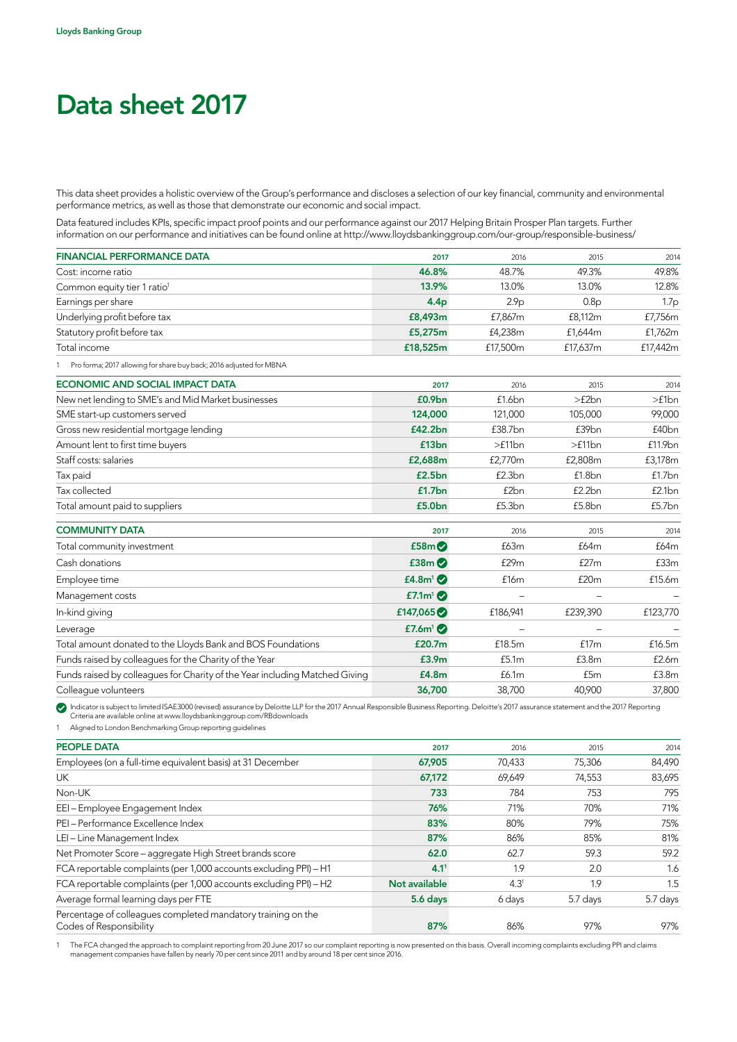Lloyds Banking Group

# Data sheet 2017

This data sheet provides a holistic overview of the Group's performance and discloses a selection of our key financial, community and environmental performance metrics, as well as those that demonstrate our economic and social impact.

Data featured includes KPIs, specific impact proof points and our performance against our 2017 Helping Britain Prosper Plan targets. Further information on our performance and initiatives can be found online at http://www.lloydsbankinggroup.com/our-group/responsible-business/

| FINANCIAL PERFORMANCE DATA | 2017 | 2016 | 2015 | 2014 |
|---|---|---|---|---|
| Cost: income ratio | **46.8%** | 48.7% | 49.3% | 49.8% |
| Common equity tier 1 ratio[1] | **13.9%** | 13.0% | 13.0% | 12.8% |
| Earnings per share | **4.4p** | 2.9p | 0.8p | 1.7p |
| Underlying profit before tax | **£8,493m** | £7,867m | £8,112m | £7,756m |
| Statutory profit before tax | **£5,275m** | £4,238m | £1,644m | £1,762m |
| Total income | **£18,525m** | £17,500m | £17,637m | £17,442m |

1 Pro forma; 2017 allowing for share buy back; 2016 adjusted for MBNA

| ECONOMIC AND SOCIAL IMPACT DATA | 2017 | 2016 | 2015 | 2014 |
|---|---|---|---|---|
| New net lending to SME's and Mid Market businesses | **£0.9bn** | £1.6bn | >£2bn | >£1bn |
| SME start-up customers served | **124,000** | 121,000 | 105,000 | 99,000 |
| Gross new residential mortgage lending | **£42.2bn** | £38.7bn | £39bn | £40bn |
| Amount lent to first time buyers | **£13bn** | >£11bn | >£11bn | £11.9bn |
| Staff costs: salaries | **£2,688m** | £2,770m | £2,808m | £3,178m |
| Tax paid | **£2.5bn** | £2.3bn | £1.8bn | £1.7bn |
| Tax collected | **£1.7bn** | £2bn | £2.2bn | £2.1bn |
| Total amount paid to suppliers | **£5.0bn** | £5.3bn | £5.8bn | £5.7bn |

| COMMUNITY DATA | 2017 | 2016 | 2015 | 2014 |
|---|---|---|---|---|
| Total community investment | **£58m** ✓ | £63m | £64m | £64m |
| Cash donations | **£38m** ✓ | £29m | £27m | £33m |
| Employee time | **£4.8m**[1] ✓ | £16m | £20m | £15.6m |
| Management costs | **£7.1m**[1] ✓ | – | – | – |
| In-kind giving | **£147,065** ✓ | £186,941 | £239,390 | £123,770 |
| Leverage | **£7.6m**[1] ✓ | – | – | – |
| Total amount donated to the Lloyds Bank and BOS Foundations | **£20.7m** | £18.5m | £17m | £16.5m |
| Funds raised by colleagues for the Charity of the Year | **£3.9m** | £5.1m | £3.8m | £2.6m |
| Funds raised by colleagues for Charity of the Year including Matched Giving | **£4.8m** | £6.1m | £5m | £3.8m |
| Colleague volunteers | **36,700** | 38,700 | 40,900 | 37,800 |

✓ Indicator is subject to limited ISAE3000 (revised) assurance by Deloitte LLP for the 2017 Annual Responsible Business Reporting. Deloitte's 2017 assurance statement and the 2017 Reporting Criteria are available online at www.lloydsbankinggroup.com/RBdownloads

1 Aligned to London Benchmarking Group reporting guidelines

| PEOPLE DATA | 2017 | 2016 | 2015 | 2014 |
|---|---|---|---|---|
| Employees (on a full-time equivalent basis) at 31 December | **67,905** | 70,433 | 75,306 | 84,490 |
| UK | **67,172** | 69,649 | 74,553 | 83,695 |
| Non-UK | **733** | 784 | 753 | 795 |
| EEI – Employee Engagement Index | **76%** | 71% | 70% | 71% |
| PEI – Performance Excellence Index | **83%** | 80% | 79% | 75% |
| LEI – Line Management Index | **87%** | 86% | 85% | 81% |
| Net Promoter Score – aggregate High Street brands score | **62.0** | 62.7 | 59.3 | 59.2 |
| FCA reportable complaints (per 1,000 accounts excluding PPI) – H1 | **4.1**[1] | 1.9 | 2.0 | 1.6 |
| FCA reportable complaints (per 1,000 accounts excluding PPI) – H2 | **Not available** | 4.3[1] | 1.9 | 1.5 |
| Average formal learning days per FTE | **5.6 days** | 6 days | 5.7 days | 5.7 days |
| Percentage of colleagues completed mandatory training on the Codes of Responsibility | **87%** | 86% | 97% | 97% |

1 The FCA changed the approach to complaint reporting from 20 June 2017 so our complaint reporting is now presented on this basis. Overall incoming complaints excluding PPI and claims management companies have fallen by nearly 70 per cent since 2011 and by around 18 per cent since 2016.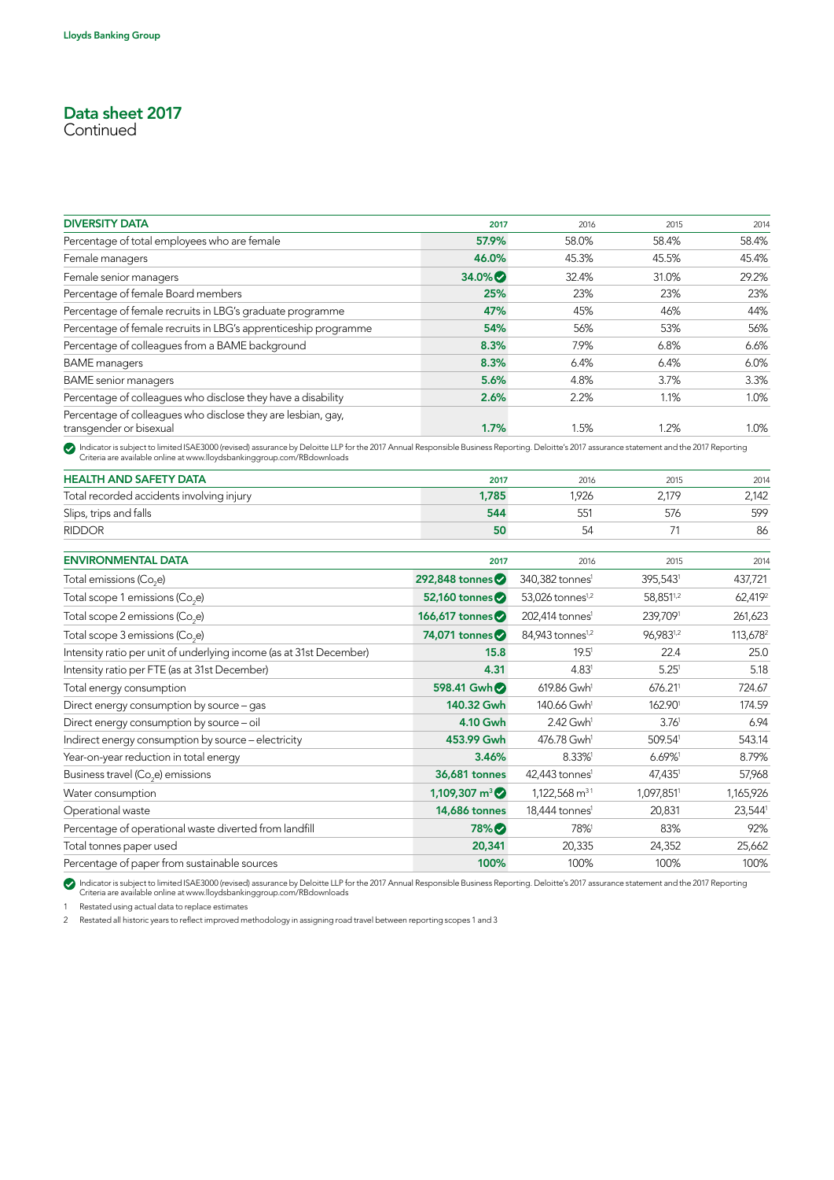Lloyds Banking Group

# Data sheet 2017
Continued

| DIVERSITY DATA | 2017 | 2016 | 2015 | 2014 |
|---|---|---|---|---|
| Percentage of total employees who are female | **57.9%** | 58.0% | 58.4% | 58.4% |
| Female managers | **46.0%** | 45.3% | 45.5% | 45.4% |
| Female senior managers | **34.0%** ✓ | 32.4% | 31.0% | 29.2% |
| Percentage of female Board members | **25%** | 23% | 23% | 23% |
| Percentage of female recruits in LBG's graduate programme | **47%** | 45% | 46% | 44% |
| Percentage of female recruits in LBG's apprenticeship programme | **54%** | 56% | 53% | 56% |
| Percentage of colleagues from a BAME background | **8.3%** | 7.9% | 6.8% | 6.6% |
| BAME managers | **8.3%** | 6.4% | 6.4% | 6.0% |
| BAME senior managers | **5.6%** | 4.8% | 3.7% | 3.3% |
| Percentage of colleagues who disclose they have a disability | **2.6%** | 2.2% | 1.1% | 1.0% |
| Percentage of colleagues who disclose they are lesbian, gay, transgender or bisexual | **1.7%** | 1.5% | 1.2% | 1.0% |

✓ Indicator is subject to limited ISAE3000 (revised) assurance by Deloitte LLP for the 2017 Annual Responsible Business Reporting. Deloitte's 2017 assurance statement and the 2017 Reporting Criteria are available online at www.lloydsbankinggroup.com/RBdownloads

| HEALTH AND SAFETY DATA | 2017 | 2016 | 2015 | 2014 |
|---|---|---|---|---|
| Total recorded accidents involving injury | **1,785** | 1,926 | 2,179 | 2,142 |
| Slips, trips and falls | **544** | 551 | 576 | 599 |
| RIDDOR | **50** | 54 | 71 | 86 |

| ENVIRONMENTAL DATA | 2017 | 2016 | 2015 | 2014 |
|---|---|---|---|---|
| Total emissions ($Co_2e$) | **292,848 tonnes** ✓ | 340,382 tonnes[1] | 395,543[1] | 437,721 |
| Total scope 1 emissions ($Co_2e$) | **52,160 tonnes** ✓ | 53,026 tonnes[1,2] | 58,851[1,2] | 62,419[2] |
| Total scope 2 emissions ($Co_2e$) | **166,617 tonnes** ✓ | 202,414 tonnes[1] | 239,709[1] | 261,623 |
| Total scope 3 emissions ($Co_2e$) | **74,071 tonnes** ✓ | 84,943 tonnes[1,2] | 96,983[1,2] | 113,678[2] |
| Intensity ratio per unit of underlying income (as at 31st December) | **15.8** | 19.5[1] | 22.4 | 25.0 |
| Intensity ratio per FTE (as at 31st December) | **4.31** | 4.83[1] | 5.25[1] | 5.18 |
| Total energy consumption | **598.41 Gwh** ✓ | 619.86 Gwh[1] | 676.21[1] | 724.67 |
| Direct energy consumption by source – gas | **140.32 Gwh** | 140.66 Gwh[1] | 162.90[1] | 174.59 |
| Direct energy consumption by source – oil | **4.10 Gwh** | 2.42 Gwh[1] | 3.76[1] | 6.94 |
| Indirect energy consumption by source – electricity | **453.99 Gwh** | 476.78 Gwh[1] | 509.54[1] | 543.14 |
| Year-on-year reduction in total energy | **3.46%** | 8.33%[1] | 6.69%[1] | 8.79% |
| Business travel ($Co_2e$) emissions | **36,681 tonnes** | 42,443 tonnes[1] | 47,435[1] | 57,968 |
| Water consumption | **1,109,307 $m^3$** ✓ | 1,122,568 $m^3$ [1] | 1,097,851[1] | 1,165,926 |
| Operational waste | **14,686 tonnes** | 18,444 tonnes[1] | 20,831 | 23,544[1] |
| Percentage of operational waste diverted from landfill | **78%** ✓ | 78%[1] | 83% | 92% |
| Total tonnes paper used | **20,341** | 20,335 | 24,352 | 25,662 |
| Percentage of paper from sustainable sources | **100%** | 100% | 100% | 100% |

✓ Indicator is subject to limited ISAE3000 (revised) assurance by Deloitte LLP for the 2017 Annual Responsible Business Reporting. Deloitte's 2017 assurance statement and the 2017 Reporting Criteria are available online at www.lloydsbankinggroup.com/RBdownloads

1 Restated using actual data to replace estimates

2 Restated all historic years to reflect improved methodology in assigning road travel between reporting scopes 1 and 3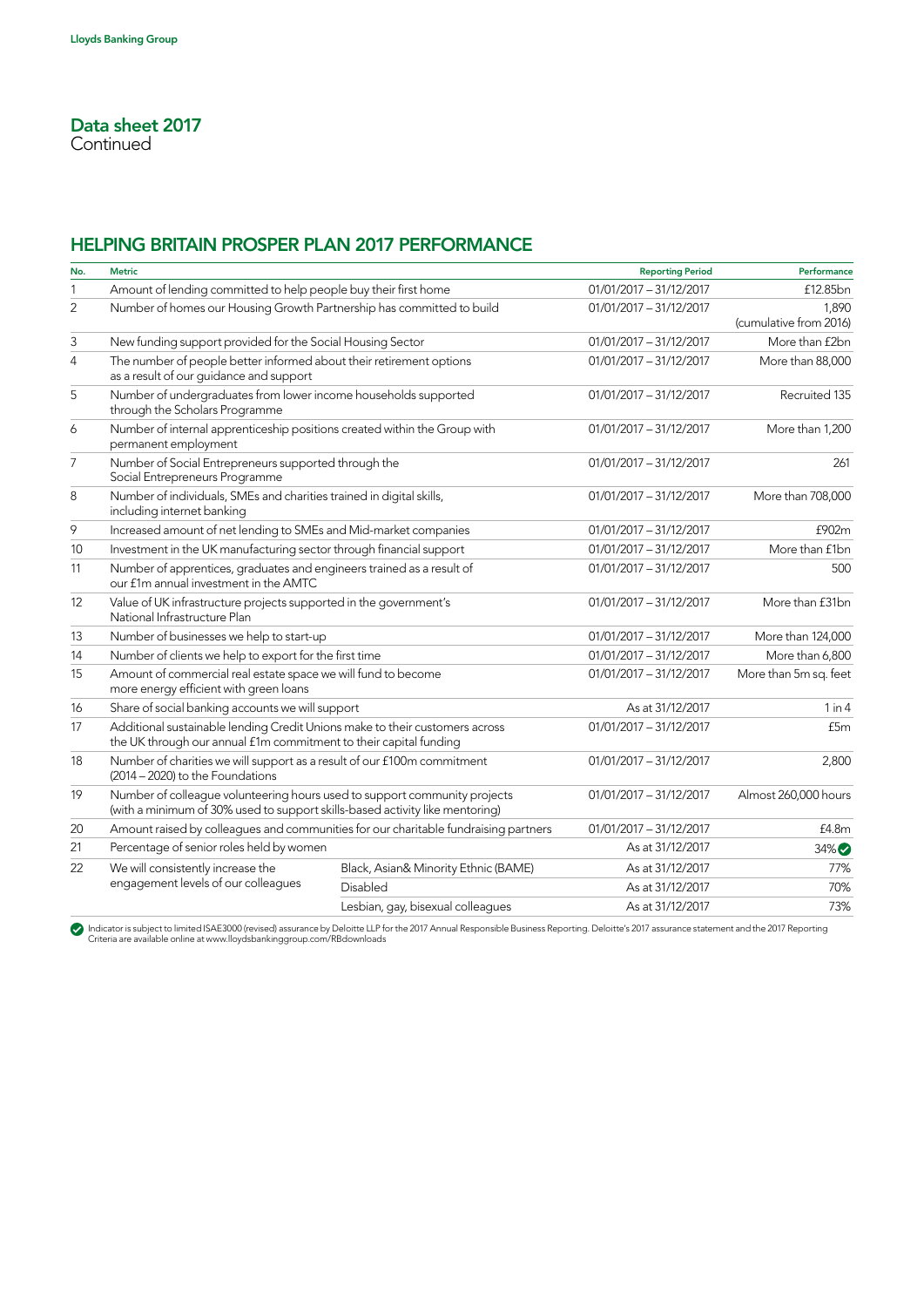## Data sheet 2017
Continued

## HELPING BRITAIN PROSPER PLAN 2017 PERFORMANCE

| No. | Metric | | Reporting Period | Performance |
|---|---|---|---|---|
| 1 | Amount of lending committed to help people buy their first home | | 01/01/2017 – 31/12/2017 | £12.85bn |
| 2 | Number of homes our Housing Growth Partnership has committed to build | | 01/01/2017 – 31/12/2017 | 1,890 (cumulative from 2016) |
| 3 | New funding support provided for the Social Housing Sector | | 01/01/2017 – 31/12/2017 | More than £2bn |
| 4 | The number of people better informed about their retirement options as a result of our guidance and support | | 01/01/2017 – 31/12/2017 | More than 88,000 |
| 5 | Number of undergraduates from lower income households supported through the Scholars Programme | | 01/01/2017 – 31/12/2017 | Recruited 135 |
| 6 | Number of internal apprenticeship positions created within the Group with permanent employment | | 01/01/2017 – 31/12/2017 | More than 1,200 |
| 7 | Number of Social Entrepreneurs supported through the Social Entrepreneurs Programme | | 01/01/2017 – 31/12/2017 | 261 |
| 8 | Number of individuals, SMEs and charities trained in digital skills, including internet banking | | 01/01/2017 – 31/12/2017 | More than 708,000 |
| 9 | Increased amount of net lending to SMEs and Mid-market companies | | 01/01/2017 – 31/12/2017 | £902m |
| 10 | Investment in the UK manufacturing sector through financial support | | 01/01/2017 – 31/12/2017 | More than £1bn |
| 11 | Number of apprentices, graduates and engineers trained as a result of our £1m annual investment in the AMTC | | 01/01/2017 – 31/12/2017 | 500 |
| 12 | Value of UK infrastructure projects supported in the government's National Infrastructure Plan | | 01/01/2017 – 31/12/2017 | More than £31bn |
| 13 | Number of businesses we help to start-up | | 01/01/2017 – 31/12/2017 | More than 124,000 |
| 14 | Number of clients we help to export for the first time | | 01/01/2017 – 31/12/2017 | More than 6,800 |
| 15 | Amount of commercial real estate space we will fund to become more energy efficient with green loans | | 01/01/2017 – 31/12/2017 | More than 5m sq. feet |
| 16 | Share of social banking accounts we will support | | As at 31/12/2017 | 1 in 4 |
| 17 | Additional sustainable lending Credit Unions make to their customers across the UK through our annual £1m commitment to their capital funding | | 01/01/2017 – 31/12/2017 | £5m |
| 18 | Number of charities we will support as a result of our £100m commitment (2014 – 2020) to the Foundations | | 01/01/2017 – 31/12/2017 | 2,800 |
| 19 | Number of colleague volunteering hours used to support community projects (with a minimum of 30% used to support skills-based activity like mentoring) | | 01/01/2017 – 31/12/2017 | Almost 260,000 hours |
| 20 | Amount raised by colleagues and communities for our charitable fundraising partners | | 01/01/2017 – 31/12/2017 | £4.8m |
| 21 | Percentage of senior roles held by women | | As at 31/12/2017 | 34% ✔ |
| 22 | We will consistently increase the engagement levels of our colleagues | Black, Asian& Minority Ethnic (BAME) | As at 31/12/2017 | 77% |
| | | Disabled | As at 31/12/2017 | 70% |
| | | Lesbian, gay, bisexual colleagues | As at 31/12/2017 | 73% |

✔ Indicator is subject to limited ISAE3000 (revised) assurance by Deloitte LLP for the 2017 Annual Responsible Business Reporting. Deloitte's 2017 assurance statement and the 2017 Reporting Criteria are available online at www.lloydsbankinggroup.com/RBdownloads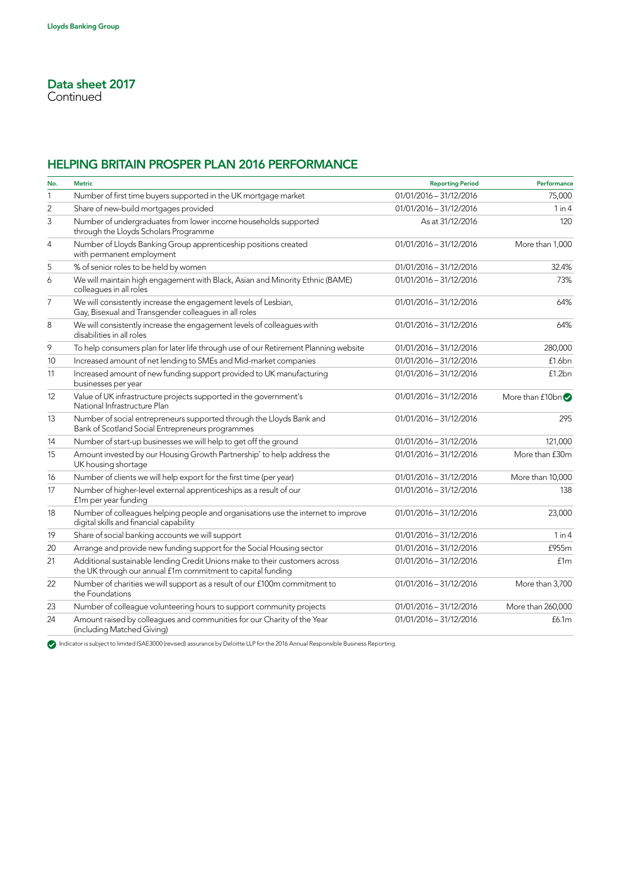## Data sheet 2017
Continued

## HELPING BRITAIN PROSPER PLAN 2016 PERFORMANCE

| No. | Metric | Reporting Period | Performance |
|---|---|---|---|
| 1 | Number of first time buyers supported in the UK mortgage market | 01/01/2016 – 31/12/2016 | 75,000 |
| 2 | Share of new-build mortgages provided | 01/01/2016 – 31/12/2016 | 1 in 4 |
| 3 | Number of undergraduates from lower income households supported through the Lloyds Scholars Programme | As at 31/12/2016 | 120 |
| 4 | Number of Lloyds Banking Group apprenticeship positions created with permanent employment | 01/01/2016 – 31/12/2016 | More than 1,000 |
| 5 | % of senior roles to be held by women | 01/01/2016 – 31/12/2016 | 32.4% |
| 6 | We will maintain high engagement with Black, Asian and Minority Ethnic (BAME) colleagues in all roles | 01/01/2016 – 31/12/2016 | 73% |
| 7 | We will consistently increase the engagement levels of Lesbian, Gay, Bisexual and Transgender colleagues in all roles | 01/01/2016 – 31/12/2016 | 64% |
| 8 | We will consistently increase the engagement levels of colleagues with disabilities in all roles | 01/01/2016 – 31/12/2016 | 64% |
| 9 | To help consumers plan for later life through use of our Retirement Planning website | 01/01/2016 – 31/12/2016 | 280,000 |
| 10 | Increased amount of net lending to SMEs and Mid-market companies | 01/01/2016 – 31/12/2016 | £1.6bn |
| 11 | Increased amount of new funding support provided to UK manufacturing businesses per year | 01/01/2016 – 31/12/2016 | £1.2bn |
| 12 | Value of UK infrastructure projects supported in the government's National Infrastructure Plan | 01/01/2016 – 31/12/2016 | More than £10bn ✓ |
| 13 | Number of social entrepreneurs supported through the Lloyds Bank and Bank of Scotland Social Entrepreneurs programmes | 01/01/2016 – 31/12/2016 | 295 |
| 14 | Number of start-up businesses we will help to get off the ground | 01/01/2016 – 31/12/2016 | 121,000 |
| 15 | Amount invested by our Housing Growth Partnership* to help address the UK housing shortage | 01/01/2016 – 31/12/2016 | More than £30m |
| 16 | Number of clients we will help export for the first time (per year) | 01/01/2016 – 31/12/2016 | More than 10,000 |
| 17 | Number of higher-level external apprenticeships as a result of our £1m per year funding | 01/01/2016 – 31/12/2016 | 138 |
| 18 | Number of colleagues helping people and organisations use the internet to improve digital skills and financial capability | 01/01/2016 – 31/12/2016 | 23,000 |
| 19 | Share of social banking accounts we will support | 01/01/2016 – 31/12/2016 | 1 in 4 |
| 20 | Arrange and provide new funding support for the Social Housing sector | 01/01/2016 – 31/12/2016 | £955m |
| 21 | Additional sustainable lending Credit Unions make to their customers across the UK through our annual £1m commitment to capital funding | 01/01/2016 – 31/12/2016 | £1m |
| 22 | Number of charities we will support as a result of our £100m commitment to the Foundations | 01/01/2016 – 31/12/2016 | More than 3,700 |
| 23 | Number of colleague volunteering hours to support community projects | 01/01/2016 – 31/12/2016 | More than 260,000 |
| 24 | Amount raised by colleagues and communities for our Charity of the Year (including Matched Giving) | 01/01/2016 – 31/12/2016 | £6.1m |

✓ Indicator is subject to limited ISAE3000 (revised) assurance by Deloitte LLP for the 2016 Annual Responsible Business Reporting.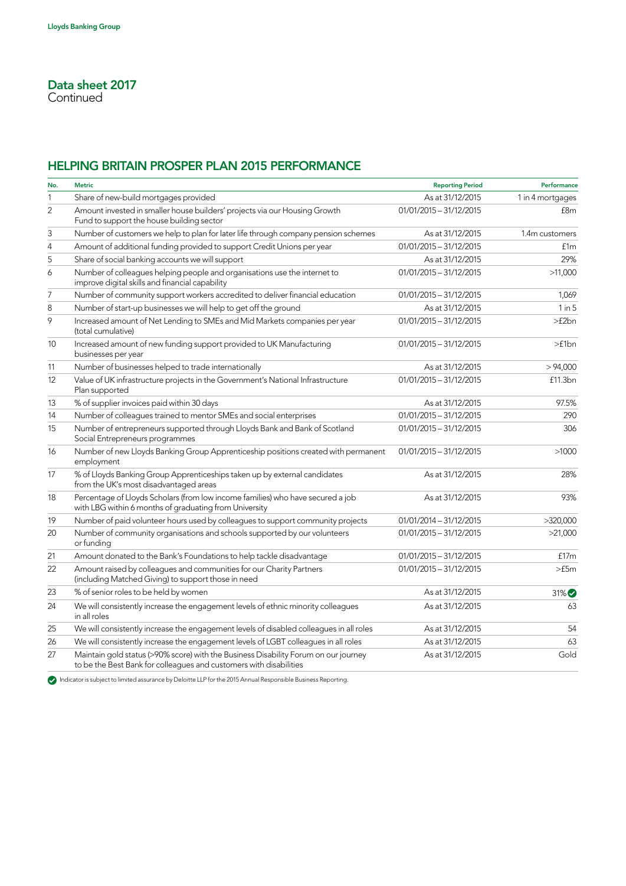## Data sheet 2017
Continued

## HELPING BRITAIN PROSPER PLAN 2015 PERFORMANCE

| No. | Metric | Reporting Period | Performance |
|---|---|---|---|
| 1 | Share of new-build mortgages provided | As at 31/12/2015 | 1 in 4 mortgages |
| 2 | Amount invested in smaller house builders' projects via our Housing Growth Fund to support the house building sector | 01/01/2015 – 31/12/2015 | £8m |
| 3 | Number of customers we help to plan for later life through company pension schemes | As at 31/12/2015 | 1.4m customers |
| 4 | Amount of additional funding provided to support Credit Unions per year | 01/01/2015 – 31/12/2015 | £1m |
| 5 | Share of social banking accounts we will support | As at 31/12/2015 | 29% |
| 6 | Number of colleagues helping people and organisations use the internet to improve digital skills and financial capability | 01/01/2015 – 31/12/2015 | >11,000 |
| 7 | Number of community support workers accredited to deliver financial education | 01/01/2015 – 31/12/2015 | 1,069 |
| 8 | Number of start-up businesses we will help to get off the ground | As at 31/12/2015 | 1 in 5 |
| 9 | Increased amount of Net Lending to SMEs and Mid Markets companies per year (total cumulative) | 01/01/2015 – 31/12/2015 | >£2bn |
| 10 | Increased amount of new funding support provided to UK Manufacturing businesses per year | 01/01/2015 – 31/12/2015 | >£1bn |
| 11 | Number of businesses helped to trade internationally | As at 31/12/2015 | > 94,000 |
| 12 | Value of UK infrastructure projects in the Government's National Infrastructure Plan supported | 01/01/2015 – 31/12/2015 | £11.3bn |
| 13 | % of supplier invoices paid within 30 days | As at 31/12/2015 | 97.5% |
| 14 | Number of colleagues trained to mentor SMEs and social enterprises | 01/01/2015 – 31/12/2015 | 290 |
| 15 | Number of entrepreneurs supported through Lloyds Bank and Bank of Scotland Social Entrepreneurs programmes | 01/01/2015 – 31/12/2015 | 306 |
| 16 | Number of new Lloyds Banking Group Apprenticeship positions created with permanent employment | 01/01/2015 – 31/12/2015 | >1000 |
| 17 | % of Lloyds Banking Group Apprenticeships taken up by external candidates from the UK's most disadvantaged areas | As at 31/12/2015 | 28% |
| 18 | Percentage of Lloyds Scholars (from low income families) who have secured a job with LBG within 6 months of graduating from University | As at 31/12/2015 | 93% |
| 19 | Number of paid volunteer hours used by colleagues to support community projects | 01/01/2014 – 31/12/2015 | >320,000 |
| 20 | Number of community organisations and schools supported by our volunteers or funding | 01/01/2015 – 31/12/2015 | >21,000 |
| 21 | Amount donated to the Bank's Foundations to help tackle disadvantage | 01/01/2015 – 31/12/2015 | £17m |
| 22 | Amount raised by colleagues and communities for our Charity Partners (including Matched Giving) to support those in need | 01/01/2015 – 31/12/2015 | >£5m |
| 23 | % of senior roles to be held by women | As at 31/12/2015 | 31% ✓ |
| 24 | We will consistently increase the engagement levels of ethnic minority colleagues in all roles | As at 31/12/2015 | 63 |
| 25 | We will consistently increase the engagement levels of disabled colleagues in all roles | As at 31/12/2015 | 54 |
| 26 | We will consistently increase the engagement levels of LGBT colleagues in all roles | As at 31/12/2015 | 63 |
| 27 | Maintain gold status (>90% score) with the Business Disability Forum on our journey to be the Best Bank for colleagues and customers with disabilities | As at 31/12/2015 | Gold |

✓ Indicator is subject to limited assurance by Deloitte LLP for the 2015 Annual Responsible Business Reporting.